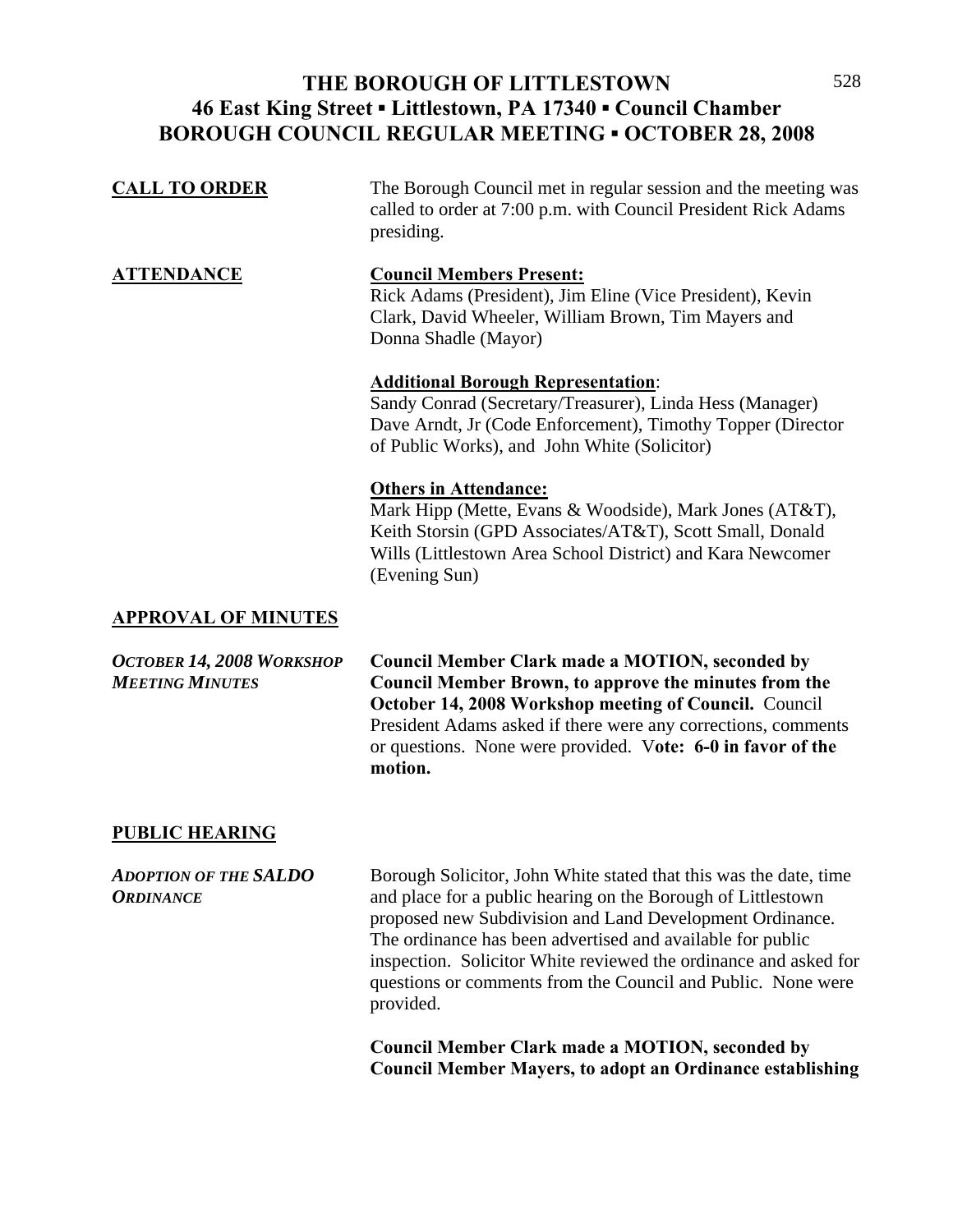# THE BOROUGH OF LITTLESTOWN
## 46 East King Street ▪ Littlestown, PA 17340 ▪ Council Chamber
## BOROUGH COUNCIL REGULAR MEETING ▪ OCTOBER 28, 2008

**CALL TO ORDER**

The Borough Council met in regular session and the meeting was called to order at 7:00 p.m. with Council President Rick Adams presiding.

**ATTENDANCE**

**Council Members Present:**
Rick Adams (President), Jim Eline (Vice President), Kevin Clark, David Wheeler, William Brown, Tim Mayers and Donna Shadle (Mayor)

**Additional Borough Representation**:
Sandy Conrad (Secretary/Treasurer), Linda Hess (Manager) Dave Arndt, Jr (Code Enforcement), Timothy Topper (Director of Public Works), and John White (Solicitor)

**Others in Attendance:**
Mark Hipp (Mette, Evans & Woodside), Mark Jones (AT&T), Keith Storsin (GPD Associates/AT&T), Scott Small, Donald Wills (Littlestown Area School District) and Kara Newcomer (Evening Sun)

**APPROVAL OF MINUTES**

*OCTOBER 14, 2008 WORKSHOP MEETING MINUTES*

**Council Member Clark made a MOTION, seconded by Council Member Brown, to approve the minutes from the October 14, 2008 Workshop meeting of Council.** Council President Adams asked if there were any corrections, comments or questions. None were provided. V**ote: 6-0 in favor of the motion.**

**PUBLIC HEARING**

*ADOPTION OF THE SALDO ORDINANCE*

Borough Solicitor, John White stated that this was the date, time and place for a public hearing on the Borough of Littlestown proposed new Subdivision and Land Development Ordinance. The ordinance has been advertised and available for public inspection. Solicitor White reviewed the ordinance and asked for questions or comments from the Council and Public. None were provided.

**Council Member Clark made a MOTION, seconded by Council Member Mayers, to adopt an Ordinance establishing**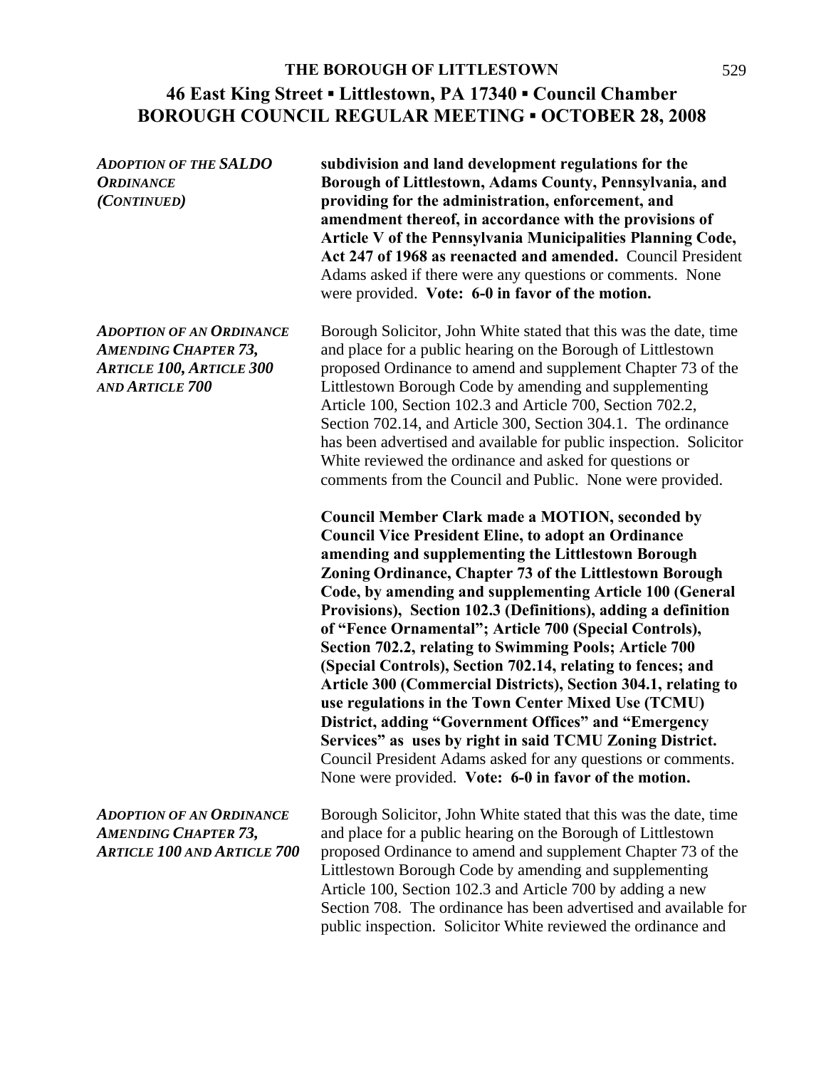***ADOPTION OF THE SALDO ORDINANCE (CONTINUED)***

**subdivision and land development regulations for the Borough of Littlestown, Adams County, Pennsylvania, and providing for the administration, enforcement, and amendment thereof, in accordance with the provisions of Article V of the Pennsylvania Municipalities Planning Code, Act 247 of 1968 as reenacted and amended.** Council President Adams asked if there were any questions or comments. None were provided. **Vote: 6-0 in favor of the motion.**

***ADOPTION OF AN ORDINANCE AMENDING CHAPTER 73, ARTICLE 100, ARTICLE 300 AND ARTICLE 700***

Borough Solicitor, John White stated that this was the date, time and place for a public hearing on the Borough of Littlestown proposed Ordinance to amend and supplement Chapter 73 of the Littlestown Borough Code by amending and supplementing Article 100, Section 102.3 and Article 700, Section 702.2, Section 702.14, and Article 300, Section 304.1. The ordinance has been advertised and available for public inspection. Solicitor White reviewed the ordinance and asked for questions or comments from the Council and Public. None were provided.

**Council Member Clark made a MOTION, seconded by Council Vice President Eline, to adopt an Ordinance amending and supplementing the Littlestown Borough Zoning Ordinance, Chapter 73 of the Littlestown Borough Code, by amending and supplementing Article 100 (General Provisions), Section 102.3 (Definitions), adding a definition of "Fence Ornamental"; Article 700 (Special Controls), Section 702.2, relating to Swimming Pools; Article 700 (Special Controls), Section 702.14, relating to fences; and Article 300 (Commercial Districts), Section 304.1, relating to use regulations in the Town Center Mixed Use (TCMU) District, adding "Government Offices" and "Emergency Services" as uses by right in said TCMU Zoning District.** Council President Adams asked for any questions or comments. None were provided. **Vote: 6-0 in favor of the motion.**

***ADOPTION OF AN ORDINANCE AMENDING CHAPTER 73, ARTICLE 100 AND ARTICLE 700***

Borough Solicitor, John White stated that this was the date, time and place for a public hearing on the Borough of Littlestown proposed Ordinance to amend and supplement Chapter 73 of the Littlestown Borough Code by amending and supplementing Article 100, Section 102.3 and Article 700 by adding a new Section 708. The ordinance has been advertised and available for public inspection. Solicitor White reviewed the ordinance and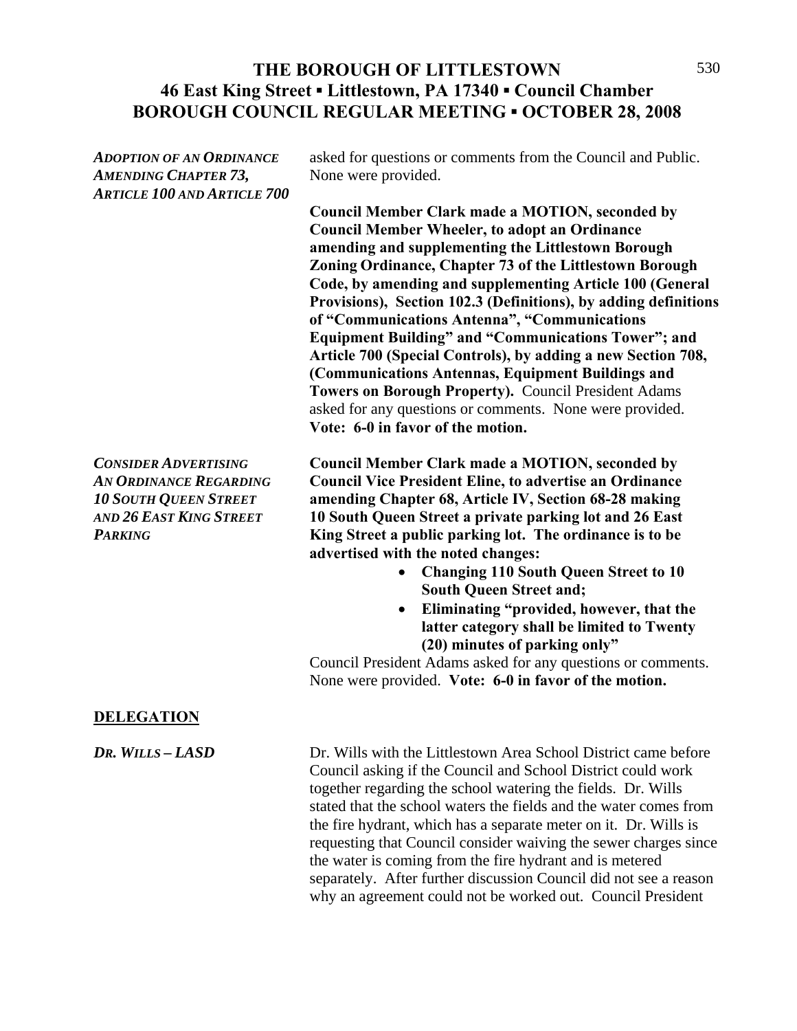# THE BOROUGH OF LITTLESTOWN
## 46 East King Street ▪ Littlestown, PA 17340 ▪ Council Chamber
## BOROUGH COUNCIL REGULAR MEETING ▪ OCTOBER 28, 2008

***ADOPTION OF AN ORDINANCE AMENDING CHAPTER 73, ARTICLE 100 AND ARTICLE 700***

asked for questions or comments from the Council and Public. None were provided.

**Council Member Clark made a MOTION, seconded by Council Member Wheeler, to adopt an Ordinance amending and supplementing the Littlestown Borough Zoning Ordinance, Chapter 73 of the Littlestown Borough Code, by amending and supplementing Article 100 (General Provisions), Section 102.3 (Definitions), by adding definitions of "Communications Antenna", "Communications Equipment Building" and "Communications Tower"; and Article 700 (Special Controls), by adding a new Section 708, (Communications Antennas, Equipment Buildings and Towers on Borough Property).** Council President Adams asked for any questions or comments. None were provided. **Vote: 6-0 in favor of the motion.**

***CONSIDER ADVERTISING AN ORDINANCE REGARDING 10 SOUTH QUEEN STREET AND 26 EAST KING STREET PARKING***

**Council Member Clark made a MOTION, seconded by Council Vice President Eline, to advertise an Ordinance amending Chapter 68, Article IV, Section 68-28 making 10 South Queen Street a private parking lot and 26 East King Street a public parking lot. The ordinance is to be advertised with the noted changes:**

- **Changing 110 South Queen Street to 10 South Queen Street and;**
- **Eliminating "provided, however, that the latter category shall be limited to Twenty (20) minutes of parking only"**

Council President Adams asked for any questions or comments. None were provided. **Vote: 6-0 in favor of the motion.**

## DELEGATION

***DR. WILLS – LASD***

Dr. Wills with the Littlestown Area School District came before Council asking if the Council and School District could work together regarding the school watering the fields. Dr. Wills stated that the school waters the fields and the water comes from the fire hydrant, which has a separate meter on it. Dr. Wills is requesting that Council consider waiving the sewer charges since the water is coming from the fire hydrant and is metered separately. After further discussion Council did not see a reason why an agreement could not be worked out. Council President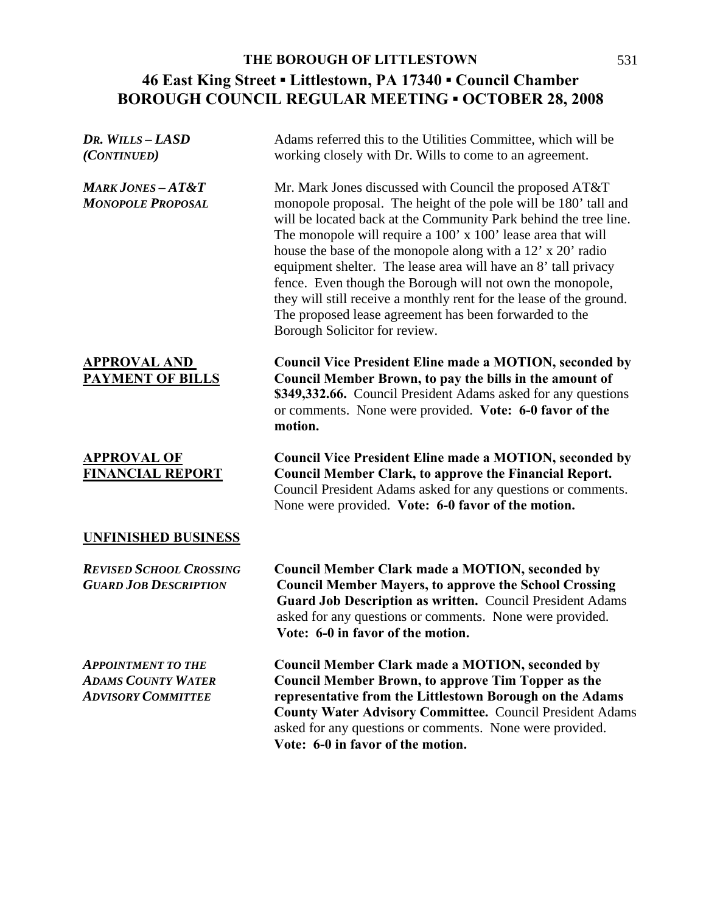***DR. WILLS – LASD (CONTINUED)***

Adams referred this to the Utilities Committee, which will be working closely with Dr. Wills to come to an agreement.

***MARK JONES – AT&T MONOPOLE PROPOSAL***

Mr. Mark Jones discussed with Council the proposed AT&T monopole proposal. The height of the pole will be 180' tall and will be located back at the Community Park behind the tree line. The monopole will require a 100' x 100' lease area that will house the base of the monopole along with a 12' x 20' radio equipment shelter. The lease area will have an 8' tall privacy fence. Even though the Borough will not own the monopole, they will still receive a monthly rent for the lease of the ground. The proposed lease agreement has been forwarded to the Borough Solicitor for review.

**APPROVAL AND PAYMENT OF BILLS**

**Council Vice President Eline made a MOTION, seconded by Council Member Brown, to pay the bills in the amount of $349,332.66.** Council President Adams asked for any questions or comments. None were provided. **Vote: 6-0 favor of the motion.**

**APPROVAL OF FINANCIAL REPORT**

**Council Vice President Eline made a MOTION, seconded by Council Member Clark, to approve the Financial Report.** Council President Adams asked for any questions or comments. None were provided. **Vote: 6-0 favor of the motion.**

## UNFINISHED BUSINESS

***REVISED SCHOOL CROSSING GUARD JOB DESCRIPTION***

**Council Member Clark made a MOTION, seconded by Council Member Mayers, to approve the School Crossing Guard Job Description as written.** Council President Adams asked for any questions or comments. None were provided. **Vote: 6-0 in favor of the motion.**

***APPOINTMENT TO THE ADAMS COUNTY WATER ADVISORY COMMITTEE***

**Council Member Clark made a MOTION, seconded by Council Member Brown, to approve Tim Topper as the representative from the Littlestown Borough on the Adams County Water Advisory Committee.** Council President Adams asked for any questions or comments. None were provided. **Vote: 6-0 in favor of the motion.**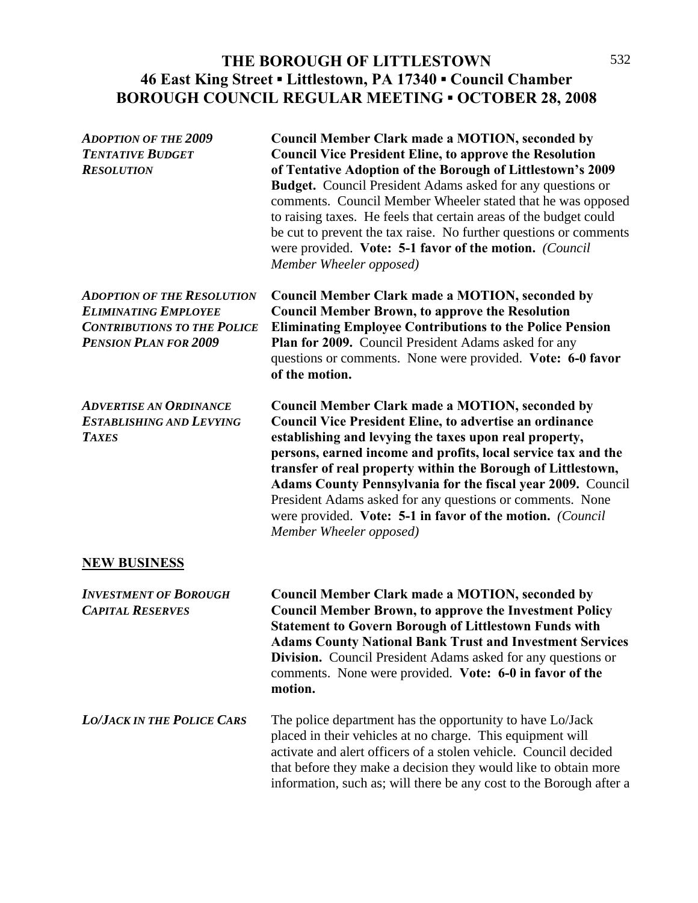# THE BOROUGH OF LITTLESTOWN
## 46 East King Street ▪ Littlestown, PA 17340 ▪ Council Chamber
## BOROUGH COUNCIL REGULAR MEETING ▪ OCTOBER 28, 2008

***ADOPTION OF THE 2009 TENTATIVE BUDGET RESOLUTION***

**Council Member Clark made a MOTION, seconded by Council Vice President Eline, to approve the Resolution of Tentative Adoption of the Borough of Littlestown's 2009 Budget.** Council President Adams asked for any questions or comments. Council Member Wheeler stated that he was opposed to raising taxes. He feels that certain areas of the budget could be cut to prevent the tax raise. No further questions or comments were provided. **Vote: 5-1 favor of the motion.** *(Council Member Wheeler opposed)*

***ADOPTION OF THE RESOLUTION ELIMINATING EMPLOYEE CONTRIBUTIONS TO THE POLICE PENSION PLAN FOR 2009***

**Council Member Clark made a MOTION, seconded by Council Member Brown, to approve the Resolution Eliminating Employee Contributions to the Police Pension Plan for 2009.** Council President Adams asked for any questions or comments. None were provided. **Vote: 6-0 favor of the motion.**

***ADVERTISE AN ORDINANCE ESTABLISHING AND LEVYING TAXES***

**Council Member Clark made a MOTION, seconded by Council Vice President Eline, to advertise an ordinance establishing and levying the taxes upon real property, persons, earned income and profits, local service tax and the transfer of real property within the Borough of Littlestown, Adams County Pennsylvania for the fiscal year 2009.** Council President Adams asked for any questions or comments. None were provided. **Vote: 5-1 in favor of the motion.** *(Council Member Wheeler opposed)*

**NEW BUSINESS**

***INVESTMENT OF BOROUGH CAPITAL RESERVES***

**Council Member Clark made a MOTION, seconded by Council Member Brown, to approve the Investment Policy Statement to Govern Borough of Littlestown Funds with Adams County National Bank Trust and Investment Services Division.** Council President Adams asked for any questions or comments. None were provided. **Vote: 6-0 in favor of the motion.**

***LO/JACK IN THE POLICE CARS***

The police department has the opportunity to have Lo/Jack placed in their vehicles at no charge. This equipment will activate and alert officers of a stolen vehicle. Council decided that before they make a decision they would like to obtain more information, such as; will there be any cost to the Borough after a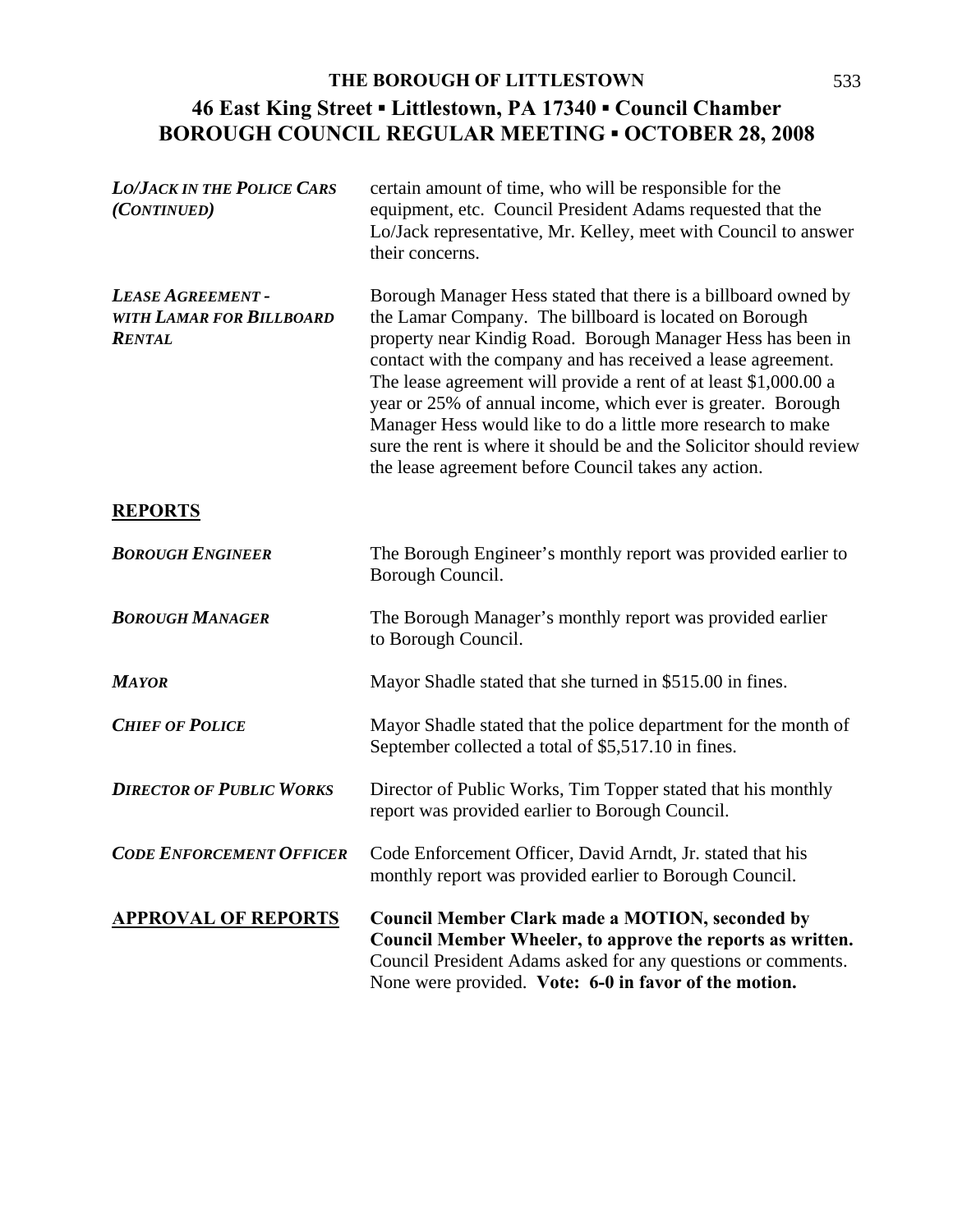# THE BOROUGH OF LITTLESTOWN

## 46 East King Street ▪ Littlestown, PA 17340 ▪ Council Chamber
## BOROUGH COUNCIL REGULAR MEETING ▪ OCTOBER 28, 2008

***LO/JACK IN THE POLICE CARS (CONTINUED)***

certain amount of time, who will be responsible for the equipment, etc. Council President Adams requested that the Lo/Jack representative, Mr. Kelley, meet with Council to answer their concerns.

***LEASE AGREEMENT - WITH LAMAR FOR BILLBOARD RENTAL***

Borough Manager Hess stated that there is a billboard owned by the Lamar Company. The billboard is located on Borough property near Kindig Road. Borough Manager Hess has been in contact with the company and has received a lease agreement. The lease agreement will provide a rent of at least $1,000.00 a year or 25% of annual income, which ever is greater. Borough Manager Hess would like to do a little more research to make sure the rent is where it should be and the Solicitor should review the lease agreement before Council takes any action.

## REPORTS

***BOROUGH ENGINEER***

The Borough Engineer's monthly report was provided earlier to Borough Council.

***BOROUGH MANAGER***

The Borough Manager's monthly report was provided earlier to Borough Council.

***MAYOR***

Mayor Shadle stated that she turned in $515.00 in fines.

***CHIEF OF POLICE***

Mayor Shadle stated that the police department for the month of September collected a total of $5,517.10 in fines.

***DIRECTOR OF PUBLIC WORKS***

Director of Public Works, Tim Topper stated that his monthly report was provided earlier to Borough Council.

***CODE ENFORCEMENT OFFICER***

Code Enforcement Officer, David Arndt, Jr. stated that his monthly report was provided earlier to Borough Council.

## APPROVAL OF REPORTS

**Council Member Clark made a MOTION, seconded by Council Member Wheeler, to approve the reports as written.** Council President Adams asked for any questions or comments. None were provided. **Vote: 6-0 in favor of the motion.**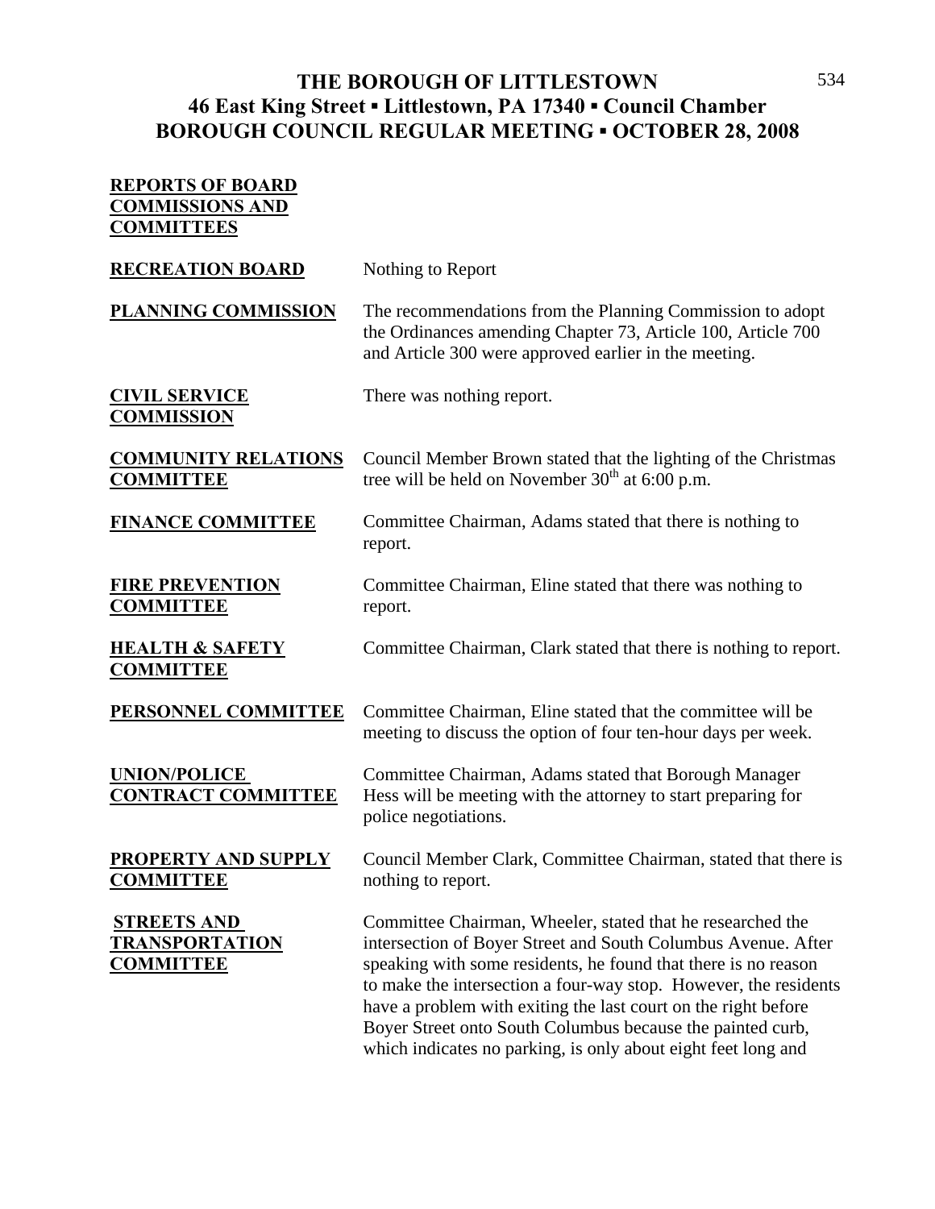# THE BOROUGH OF LITTLESTOWN
## 46 East King Street ▪ Littlestown, PA 17340 ▪ Council Chamber
## BOROUGH COUNCIL REGULAR MEETING ▪ OCTOBER 28, 2008

**REPORTS OF BOARD COMMISSIONS AND COMMITTEES**

**RECREATION BOARD** Nothing to Report

**PLANNING COMMISSION** The recommendations from the Planning Commission to adopt the Ordinances amending Chapter 73, Article 100, Article 700 and Article 300 were approved earlier in the meeting.

**CIVIL SERVICE COMMISSION** There was nothing report.

**COMMUNITY RELATIONS COMMITTEE** Council Member Brown stated that the lighting of the Christmas tree will be held on November 30th at 6:00 p.m.

**FINANCE COMMITTEE** Committee Chairman, Adams stated that there is nothing to report.

**FIRE PREVENTION COMMITTEE** Committee Chairman, Eline stated that there was nothing to report.

**HEALTH & SAFETY COMMITTEE** Committee Chairman, Clark stated that there is nothing to report.

**PERSONNEL COMMITTEE** Committee Chairman, Eline stated that the committee will be meeting to discuss the option of four ten-hour days per week.

**UNION/POLICE CONTRACT COMMITTEE** Committee Chairman, Adams stated that Borough Manager Hess will be meeting with the attorney to start preparing for police negotiations.

**PROPERTY AND SUPPLY COMMITTEE** Council Member Clark, Committee Chairman, stated that there is nothing to report.

**STREETS AND TRANSPORTATION COMMITTEE** Committee Chairman, Wheeler, stated that he researched the intersection of Boyer Street and South Columbus Avenue. After speaking with some residents, he found that there is no reason to make the intersection a four-way stop. However, the residents have a problem with exiting the last court on the right before Boyer Street onto South Columbus because the painted curb, which indicates no parking, is only about eight feet long and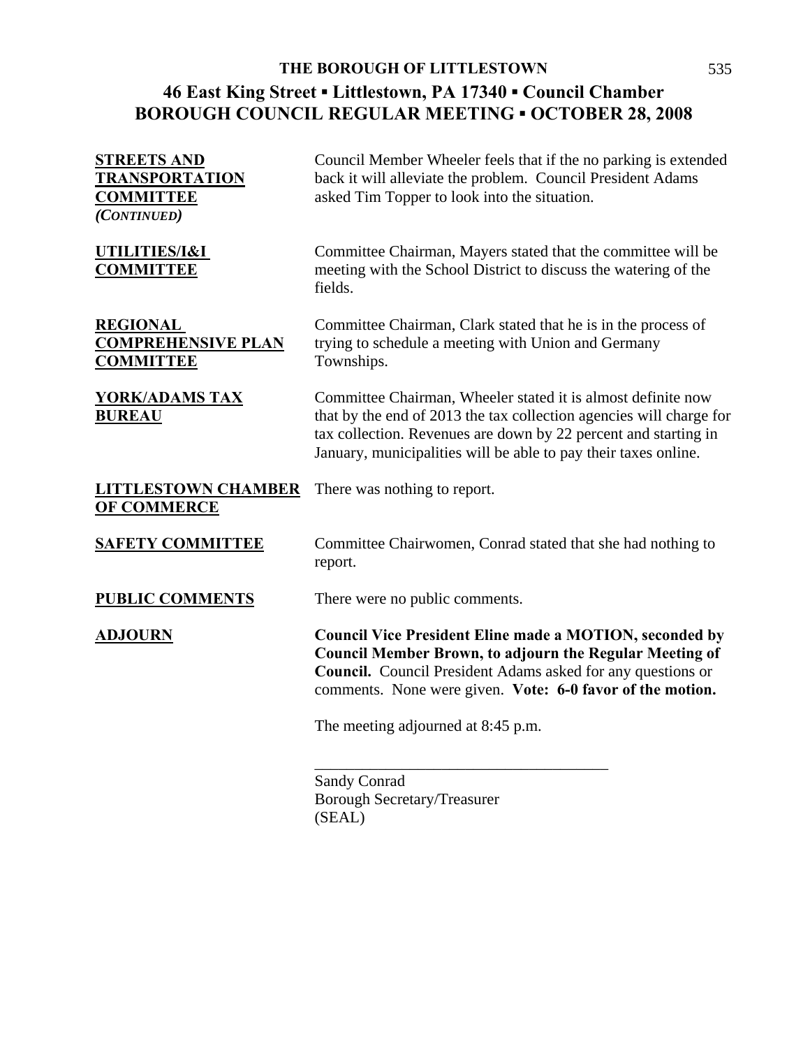**STREETS AND TRANSPORTATION COMMITTEE** *(CONTINUED)*

Council Member Wheeler feels that if the no parking is extended back it will alleviate the problem. Council President Adams asked Tim Topper to look into the situation.

**UTILITIES/I&I COMMITTEE**

Committee Chairman, Mayers stated that the committee will be meeting with the School District to discuss the watering of the fields.

**REGIONAL COMPREHENSIVE PLAN COMMITTEE**

Committee Chairman, Clark stated that he is in the process of trying to schedule a meeting with Union and Germany Townships.

**YORK/ADAMS TAX BUREAU**

Committee Chairman, Wheeler stated it is almost definite now that by the end of 2013 the tax collection agencies will charge for tax collection. Revenues are down by 22 percent and starting in January, municipalities will be able to pay their taxes online.

**LITTLESTOWN CHAMBER OF COMMERCE**

There was nothing to report.

**SAFETY COMMITTEE**

Committee Chairwomen, Conrad stated that she had nothing to report.

**PUBLIC COMMENTS**

There were no public comments.

**ADJOURN**

**Council Vice President Eline made a MOTION, seconded by Council Member Brown, to adjourn the Regular Meeting of Council.** Council President Adams asked for any questions or comments. None were given. **Vote: 6-0 favor of the motion.**

The meeting adjourned at 8:45 p.m.

\_\_\_\_\_\_\_\_\_\_\_\_\_\_\_\_\_\_\_\_\_\_\_\_\_\_\_\_\_\_\_\_\_\_\_\_\_\_

Sandy Conrad
Borough Secretary/Treasurer
(SEAL)